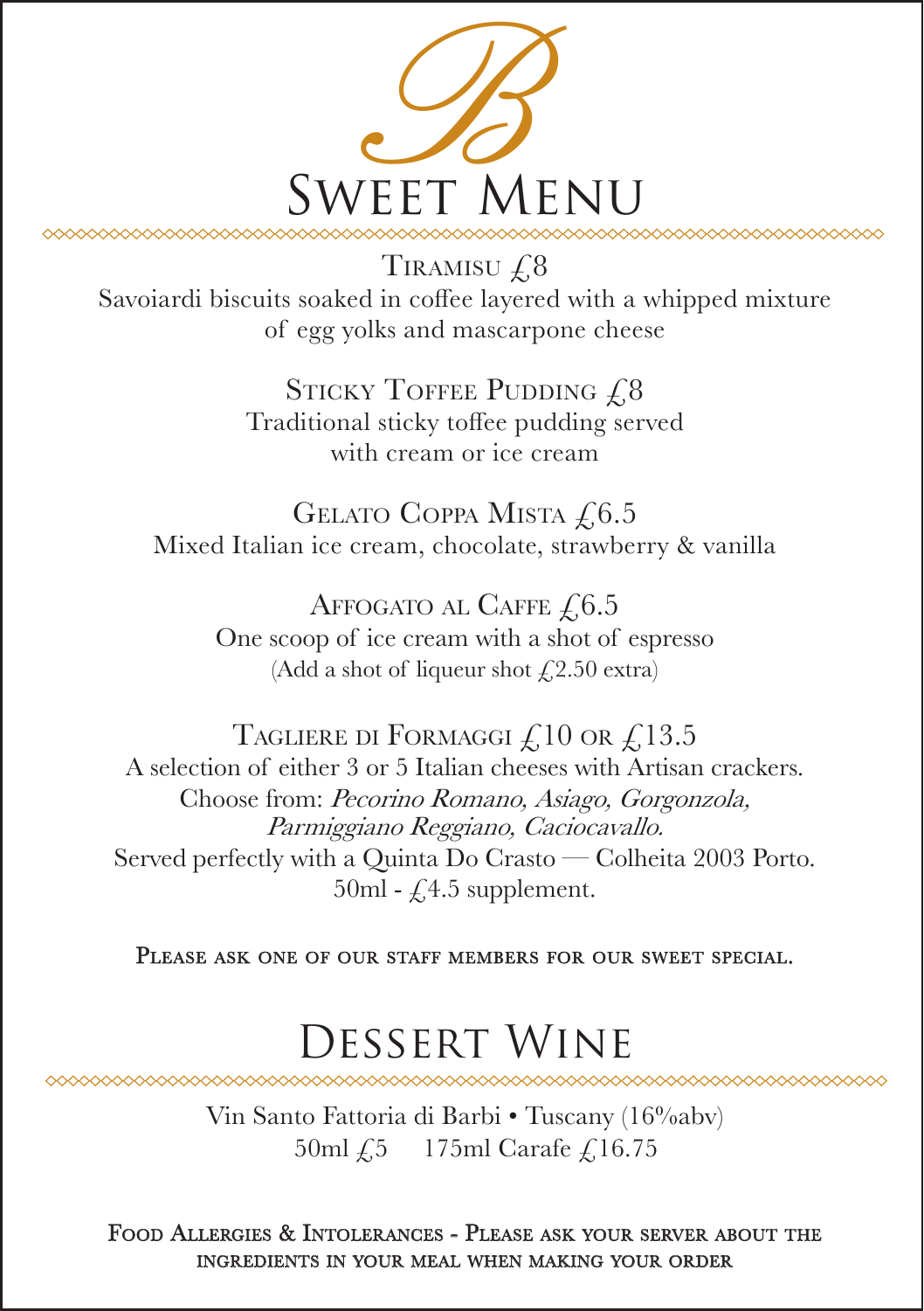# B

# Sweet Menu

**Tiramisu £8**
Savoiardi biscuits soaked in coffee layered with a whipped mixture of egg yolks and mascarpone cheese

**Sticky Toffee Pudding £8**
Traditional sticky toffee pudding served with cream or ice cream

**Gelato Coppa Mista £6.5**
Mixed Italian ice cream, chocolate, strawberry & vanilla

**Affogato al Caffe £6.5**
One scoop of ice cream with a shot of espresso
(Add a shot of liqueur shot £2.50 extra)

**Tagliere di Formaggi £10 or £13.5**
A selection of either 3 or 5 Italian cheeses with Artisan crackers.
Choose from: *Pecorino Romano, Asiago, Gorgonzola, Parmiggiano Reggiano, Caciocavallo.*
Served perfectly with a Quinta Do Crasto — Colheita 2003 Porto.
50ml - £4.5 supplement.

**Please ask one of our staff members for our sweet special.**

# Dessert Wine

Vin Santo Fattoria di Barbi • Tuscany (16%abv)
50ml £5 175ml Carafe £16.75

**Food Allergies & Intolerances - Please ask your server about the ingredients in your meal when making your order**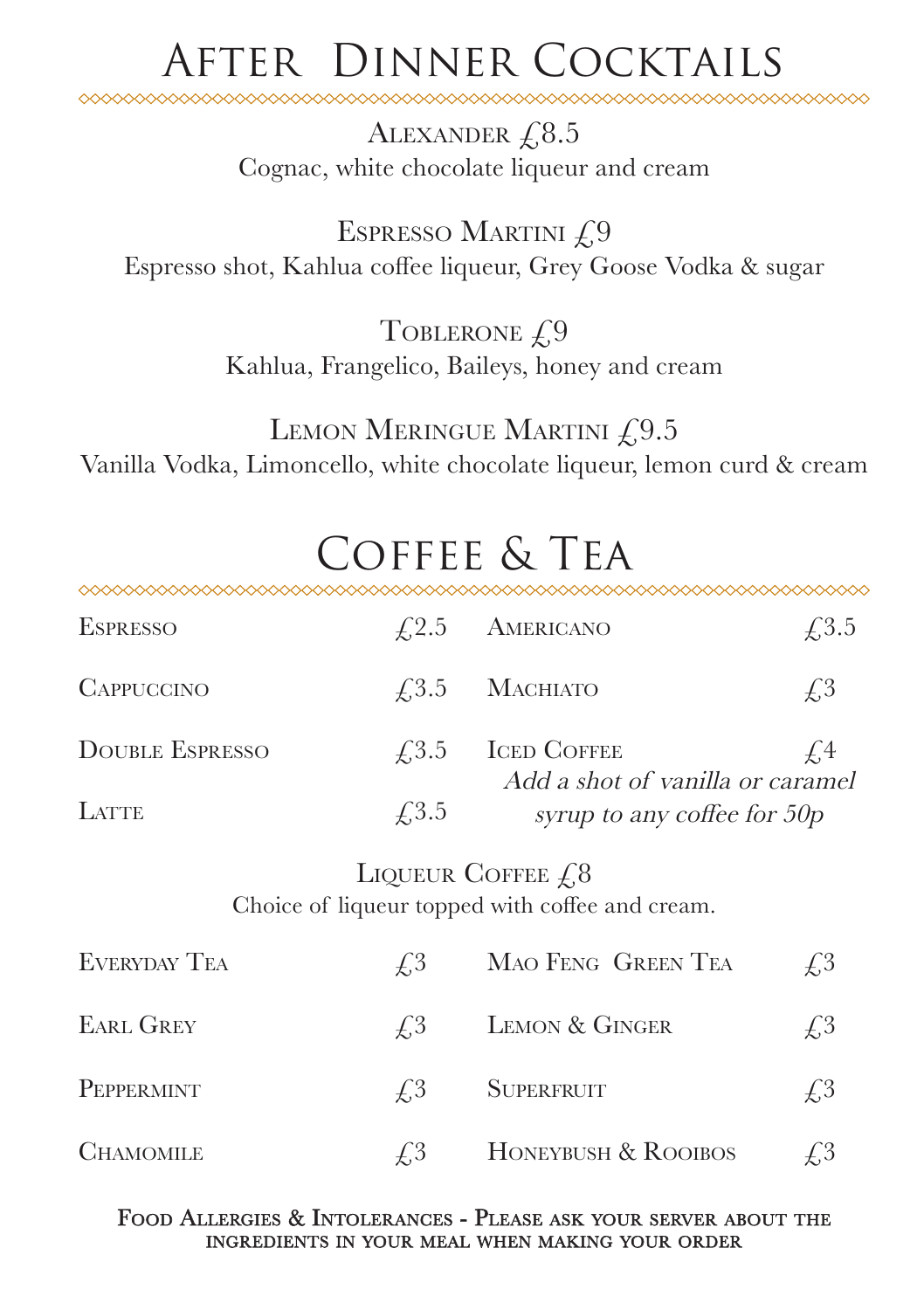# After Dinner Cocktails

**Alexander £8.5**
Cognac, white chocolate liqueur and cream

**Espresso Martini £9**
Espresso shot, Kahlua coffee liqueur, Grey Goose Vodka & sugar

**Toblerone £9**
Kahlua, Frangelico, Baileys, honey and cream

**Lemon Meringue Martini £9.5**
Vanilla Vodka, Limoncello, white chocolate liqueur, lemon curd & cream

# Coffee & Tea

| | | | |
|---|---|---|---|
| Espresso | £2.5 | Americano | £3.5 |
| Cappuccino | £3.5 | Machiato | £3 |
| Double Espresso | £3.5 | Iced Coffee | £4 |
| Latte | £3.5 | | |

*Add a shot of vanilla or caramel syrup to any coffee for 50p*

**Liqueur Coffee £8**
Choice of liqueur topped with coffee and cream.

| | | | |
|---|---|---|---|
| Everyday Tea | £3 | Mao Feng Green Tea | £3 |
| Earl Grey | £3 | Lemon & Ginger | £3 |
| Peppermint | £3 | Superfruit | £3 |
| Chamomile | £3 | Honeybush & Rooibos | £3 |

**Food Allergies & Intolerances - Please ask your server about the ingredients in your meal when making your order**